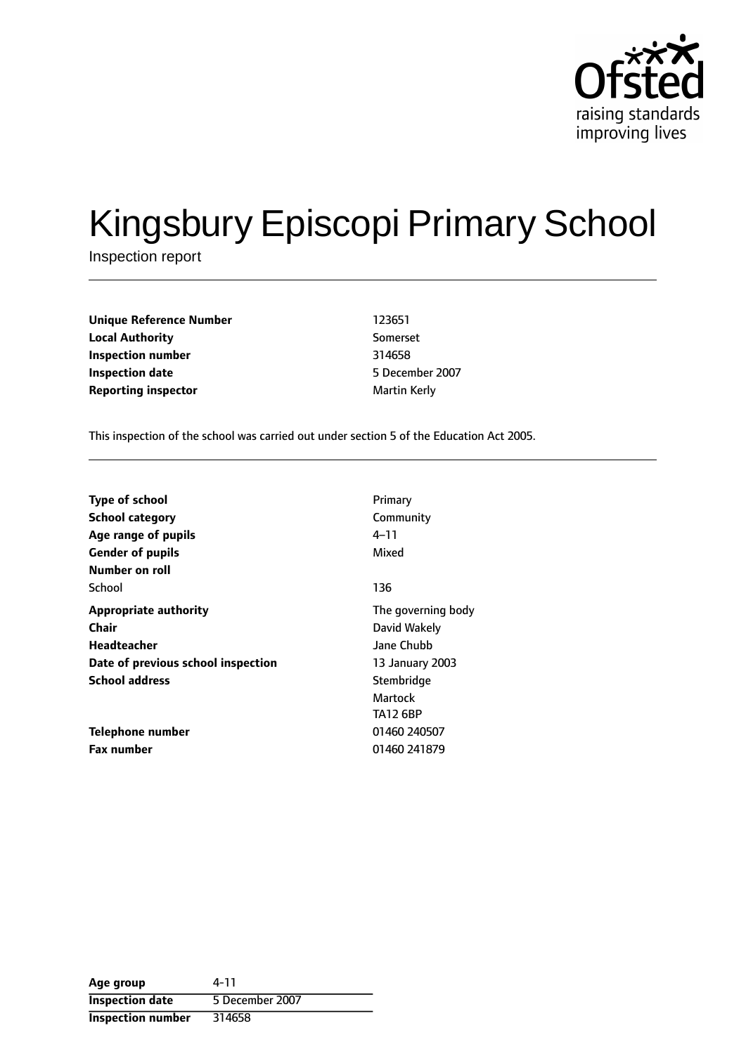Ofsted
raising standards
improving lives

# Kingsbury Episcopi Primary School

Inspection report

| | |
|---|---|
| **Unique Reference Number** | 123651 |
| **Local Authority** | Somerset |
| **Inspection number** | 314658 |
| **Inspection date** | 5 December 2007 |
| **Reporting inspector** | Martin Kerly |

This inspection of the school was carried out under section 5 of the Education Act 2005.

| | |
|---|---|
| **Type of school** | Primary |
| **School category** | Community |
| **Age range of pupils** | 4–11 |
| **Gender of pupils** | Mixed |
| **Number on roll** | |
| School | 136 |
| **Appropriate authority** | The governing body |
| **Chair** | David Wakely |
| **Headteacher** | Jane Chubb |
| **Date of previous school inspection** | 13 January 2003 |
| **School address** | Stembridge<br>Martock<br>TA12 6BP |
| **Telephone number** | 01460 240507 |
| **Fax number** | 01460 241879 |

| | |
|---|---|
| **Age group** | 4-11 |
| **Inspection date** | 5 December 2007 |
| **Inspection number** | 314658 |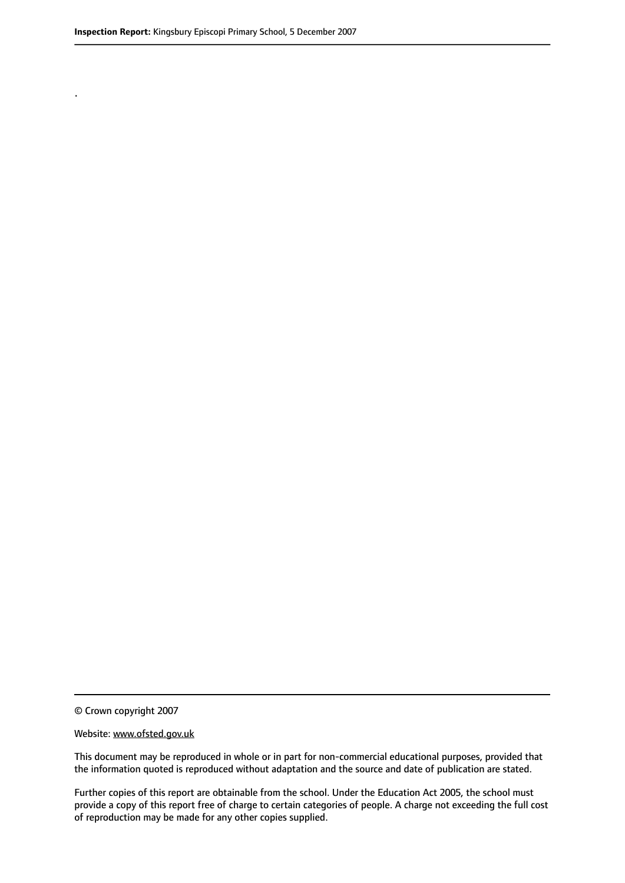.

© Crown copyright 2007

Website: www.ofsted.gov.uk

This document may be reproduced in whole or in part for non-commercial educational purposes, provided that the information quoted is reproduced without adaptation and the source and date of publication are stated.

Further copies of this report are obtainable from the school. Under the Education Act 2005, the school must provide a copy of this report free of charge to certain categories of people. A charge not exceeding the full cost of reproduction may be made for any other copies supplied.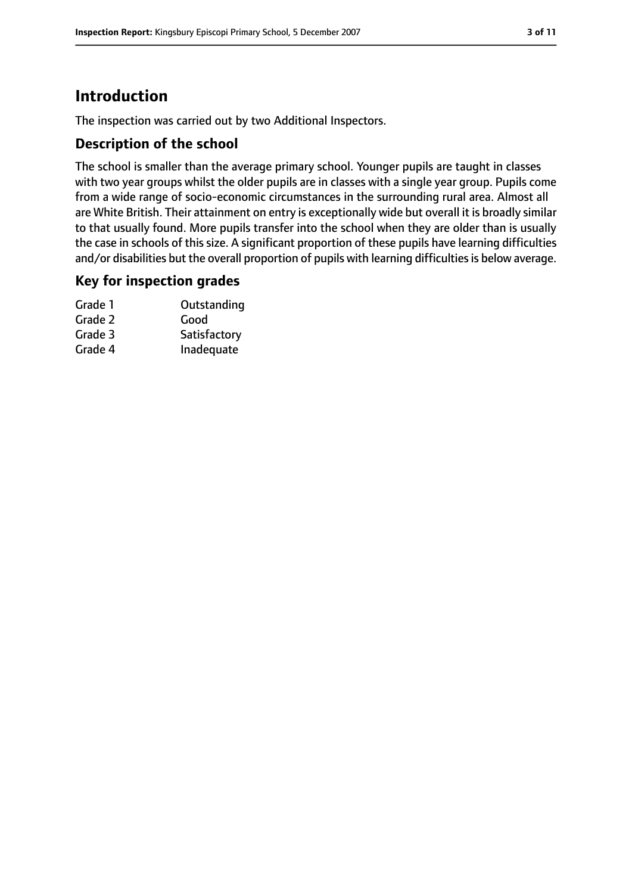# Introduction

The inspection was carried out by two Additional Inspectors.

## Description of the school

The school is smaller than the average primary school. Younger pupils are taught in classes with two year groups whilst the older pupils are in classes with a single year group. Pupils come from a wide range of socio-economic circumstances in the surrounding rural area. Almost all are White British. Their attainment on entry is exceptionally wide but overall it is broadly similar to that usually found. More pupils transfer into the school when they are older than is usually the case in schools of this size. A significant proportion of these pupils have learning difficulties and/or disabilities but the overall proportion of pupils with learning difficulties is below average.

## Key for inspection grades

| | |
|---|---|
| Grade 1 | Outstanding |
| Grade 2 | Good |
| Grade 3 | Satisfactory |
| Grade 4 | Inadequate |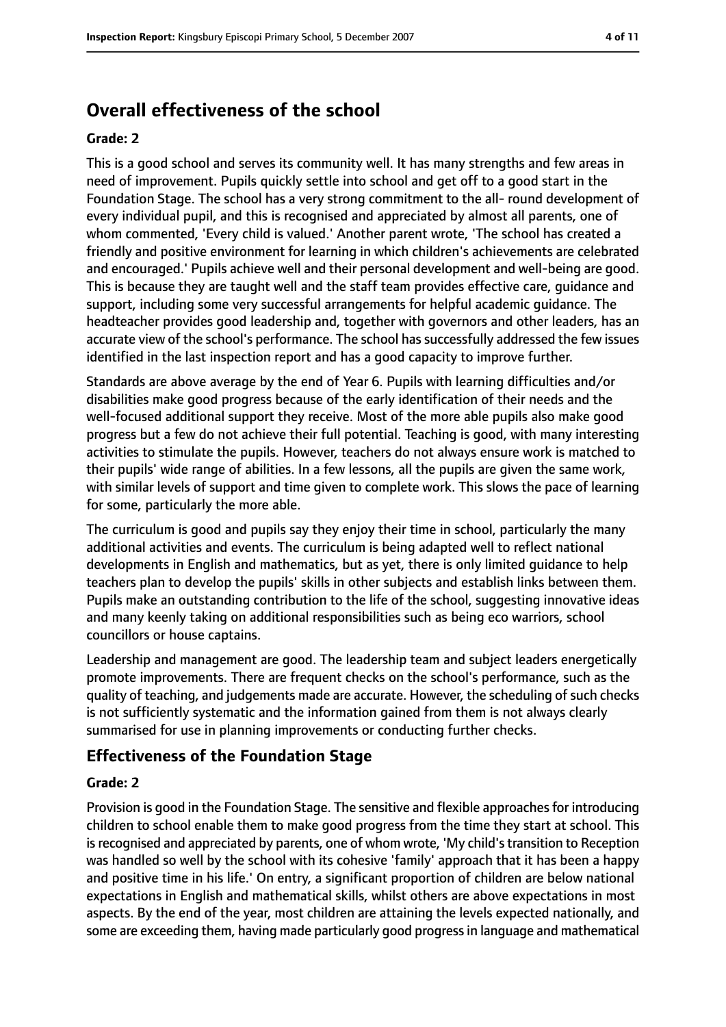## Overall effectiveness of the school

**Grade: 2**

This is a good school and serves its community well. It has many strengths and few areas in need of improvement. Pupils quickly settle into school and get off to a good start in the Foundation Stage. The school has a very strong commitment to the all- round development of every individual pupil, and this is recognised and appreciated by almost all parents, one of whom commented, 'Every child is valued.' Another parent wrote, 'The school has created a friendly and positive environment for learning in which children's achievements are celebrated and encouraged.' Pupils achieve well and their personal development and well-being are good. This is because they are taught well and the staff team provides effective care, guidance and support, including some very successful arrangements for helpful academic guidance. The headteacher provides good leadership and, together with governors and other leaders, has an accurate view of the school's performance. The school has successfully addressed the few issues identified in the last inspection report and has a good capacity to improve further.

Standards are above average by the end of Year 6. Pupils with learning difficulties and/or disabilities make good progress because of the early identification of their needs and the well-focused additional support they receive. Most of the more able pupils also make good progress but a few do not achieve their full potential. Teaching is good, with many interesting activities to stimulate the pupils. However, teachers do not always ensure work is matched to their pupils' wide range of abilities. In a few lessons, all the pupils are given the same work, with similar levels of support and time given to complete work. This slows the pace of learning for some, particularly the more able.

The curriculum is good and pupils say they enjoy their time in school, particularly the many additional activities and events. The curriculum is being adapted well to reflect national developments in English and mathematics, but as yet, there is only limited guidance to help teachers plan to develop the pupils' skills in other subjects and establish links between them. Pupils make an outstanding contribution to the life of the school, suggesting innovative ideas and many keenly taking on additional responsibilities such as being eco warriors, school councillors or house captains.

Leadership and management are good. The leadership team and subject leaders energetically promote improvements. There are frequent checks on the school's performance, such as the quality of teaching, and judgements made are accurate. However, the scheduling of such checks is not sufficiently systematic and the information gained from them is not always clearly summarised for use in planning improvements or conducting further checks.

### Effectiveness of the Foundation Stage

**Grade: 2**

Provision is good in the Foundation Stage. The sensitive and flexible approaches for introducing children to school enable them to make good progress from the time they start at school. This is recognised and appreciated by parents, one of whom wrote, 'My child's transition to Reception was handled so well by the school with its cohesive 'family' approach that it has been a happy and positive time in his life.' On entry, a significant proportion of children are below national expectations in English and mathematical skills, whilst others are above expectations in most aspects. By the end of the year, most children are attaining the levels expected nationally, and some are exceeding them, having made particularly good progress in language and mathematical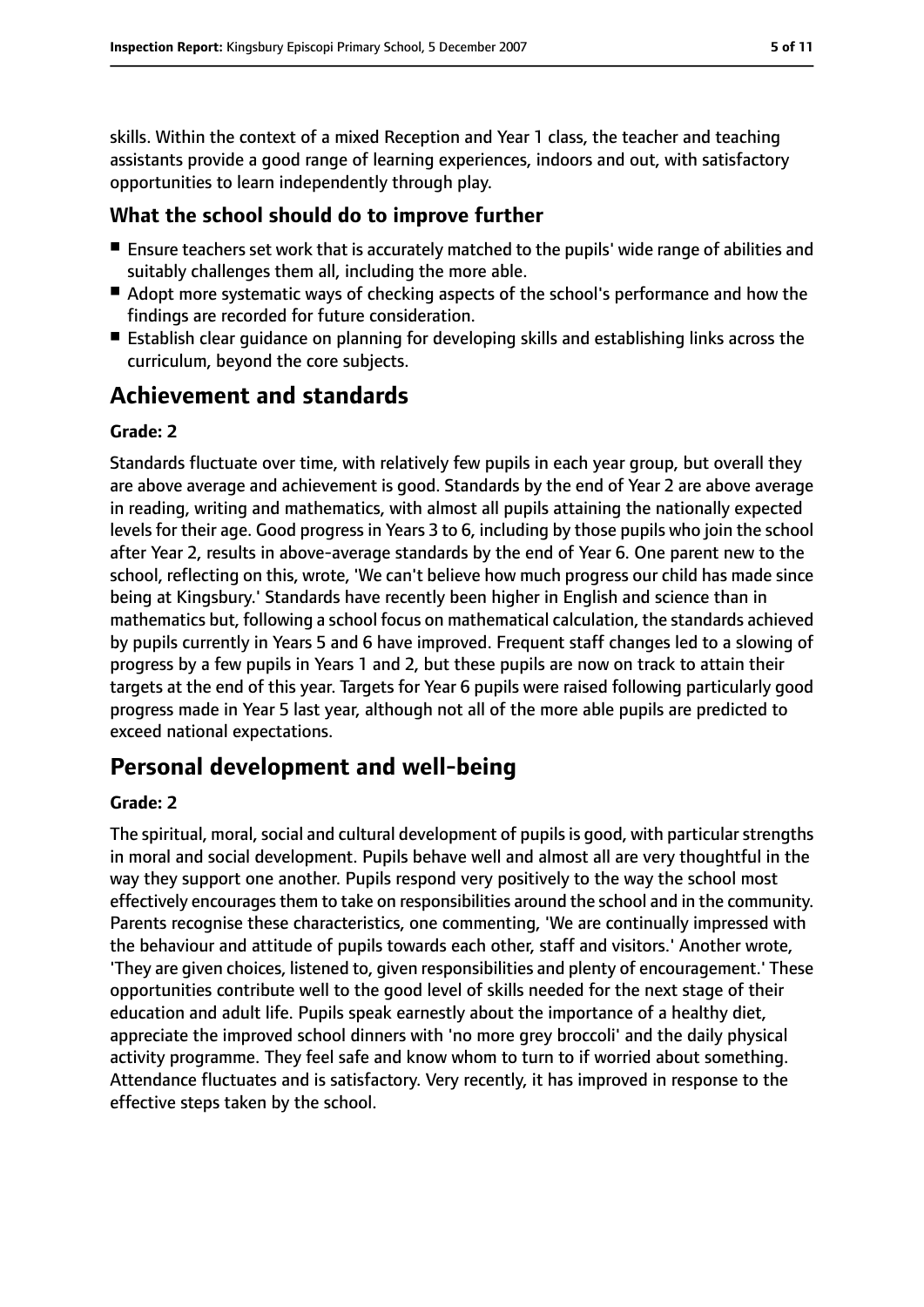skills. Within the context of a mixed Reception and Year 1 class, the teacher and teaching assistants provide a good range of learning experiences, indoors and out, with satisfactory opportunities to learn independently through play.

### What the school should do to improve further

- Ensure teachers set work that is accurately matched to the pupils' wide range of abilities and suitably challenges them all, including the more able.
- Adopt more systematic ways of checking aspects of the school's performance and how the findings are recorded for future consideration.
- Establish clear guidance on planning for developing skills and establishing links across the curriculum, beyond the core subjects.

## Achievement and standards

**Grade: 2**

Standards fluctuate over time, with relatively few pupils in each year group, but overall they are above average and achievement is good. Standards by the end of Year 2 are above average in reading, writing and mathematics, with almost all pupils attaining the nationally expected levels for their age. Good progress in Years 3 to 6, including by those pupils who join the school after Year 2, results in above-average standards by the end of Year 6. One parent new to the school, reflecting on this, wrote, 'We can't believe how much progress our child has made since being at Kingsbury.' Standards have recently been higher in English and science than in mathematics but, following a school focus on mathematical calculation, the standards achieved by pupils currently in Years 5 and 6 have improved. Frequent staff changes led to a slowing of progress by a few pupils in Years 1 and 2, but these pupils are now on track to attain their targets at the end of this year. Targets for Year 6 pupils were raised following particularly good progress made in Year 5 last year, although not all of the more able pupils are predicted to exceed national expectations.

## Personal development and well-being

**Grade: 2**

The spiritual, moral, social and cultural development of pupils is good, with particular strengths in moral and social development. Pupils behave well and almost all are very thoughtful in the way they support one another. Pupils respond very positively to the way the school most effectively encourages them to take on responsibilities around the school and in the community. Parents recognise these characteristics, one commenting, 'We are continually impressed with the behaviour and attitude of pupils towards each other, staff and visitors.' Another wrote, 'They are given choices, listened to, given responsibilities and plenty of encouragement.' These opportunities contribute well to the good level of skills needed for the next stage of their education and adult life. Pupils speak earnestly about the importance of a healthy diet, appreciate the improved school dinners with 'no more grey broccoli' and the daily physical activity programme. They feel safe and know whom to turn to if worried about something. Attendance fluctuates and is satisfactory. Very recently, it has improved in response to the effective steps taken by the school.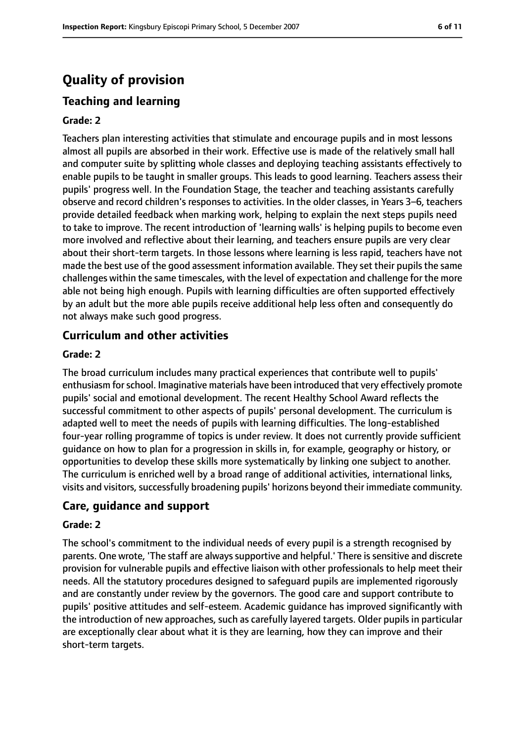# Quality of provision

## Teaching and learning

### Grade: 2

Teachers plan interesting activities that stimulate and encourage pupils and in most lessons almost all pupils are absorbed in their work. Effective use is made of the relatively small hall and computer suite by splitting whole classes and deploying teaching assistants effectively to enable pupils to be taught in smaller groups. This leads to good learning. Teachers assess their pupils' progress well. In the Foundation Stage, the teacher and teaching assistants carefully observe and record children's responses to activities. In the older classes, in Years 3–6, teachers provide detailed feedback when marking work, helping to explain the next steps pupils need to take to improve. The recent introduction of 'learning walls' is helping pupils to become even more involved and reflective about their learning, and teachers ensure pupils are very clear about their short-term targets. In those lessons where learning is less rapid, teachers have not made the best use of the good assessment information available. They set their pupils the same challenges within the same timescales, with the level of expectation and challenge for the more able not being high enough. Pupils with learning difficulties are often supported effectively by an adult but the more able pupils receive additional help less often and consequently do not always make such good progress.

## Curriculum and other activities

### Grade: 2

The broad curriculum includes many practical experiences that contribute well to pupils' enthusiasm for school. Imaginative materials have been introduced that very effectively promote pupils' social and emotional development. The recent Healthy School Award reflects the successful commitment to other aspects of pupils' personal development. The curriculum is adapted well to meet the needs of pupils with learning difficulties. The long-established four-year rolling programme of topics is under review. It does not currently provide sufficient guidance on how to plan for a progression in skills in, for example, geography or history, or opportunities to develop these skills more systematically by linking one subject to another. The curriculum is enriched well by a broad range of additional activities, international links, visits and visitors, successfully broadening pupils' horizons beyond their immediate community.

## Care, guidance and support

### Grade: 2

The school's commitment to the individual needs of every pupil is a strength recognised by parents. One wrote, 'The staff are always supportive and helpful.' There is sensitive and discrete provision for vulnerable pupils and effective liaison with other professionals to help meet their needs. All the statutory procedures designed to safeguard pupils are implemented rigorously and are constantly under review by the governors. The good care and support contribute to pupils' positive attitudes and self-esteem. Academic guidance has improved significantly with the introduction of new approaches, such as carefully layered targets. Older pupils in particular are exceptionally clear about what it is they are learning, how they can improve and their short-term targets.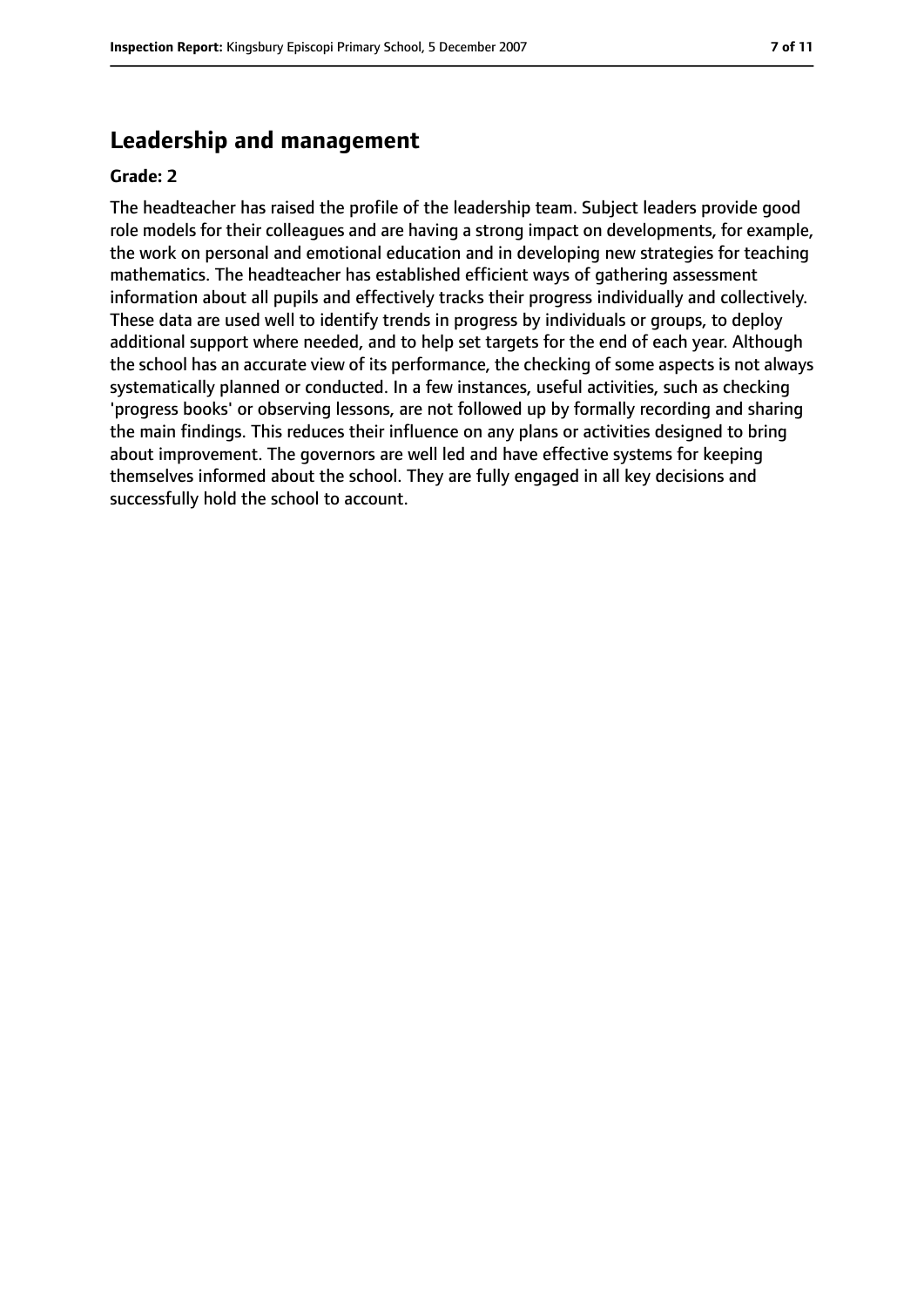## Leadership and management

**Grade: 2**

The headteacher has raised the profile of the leadership team. Subject leaders provide good role models for their colleagues and are having a strong impact on developments, for example, the work on personal and emotional education and in developing new strategies for teaching mathematics. The headteacher has established efficient ways of gathering assessment information about all pupils and effectively tracks their progress individually and collectively. These data are used well to identify trends in progress by individuals or groups, to deploy additional support where needed, and to help set targets for the end of each year. Although the school has an accurate view of its performance, the checking of some aspects is not always systematically planned or conducted. In a few instances, useful activities, such as checking 'progress books' or observing lessons, are not followed up by formally recording and sharing the main findings. This reduces their influence on any plans or activities designed to bring about improvement. The governors are well led and have effective systems for keeping themselves informed about the school. They are fully engaged in all key decisions and successfully hold the school to account.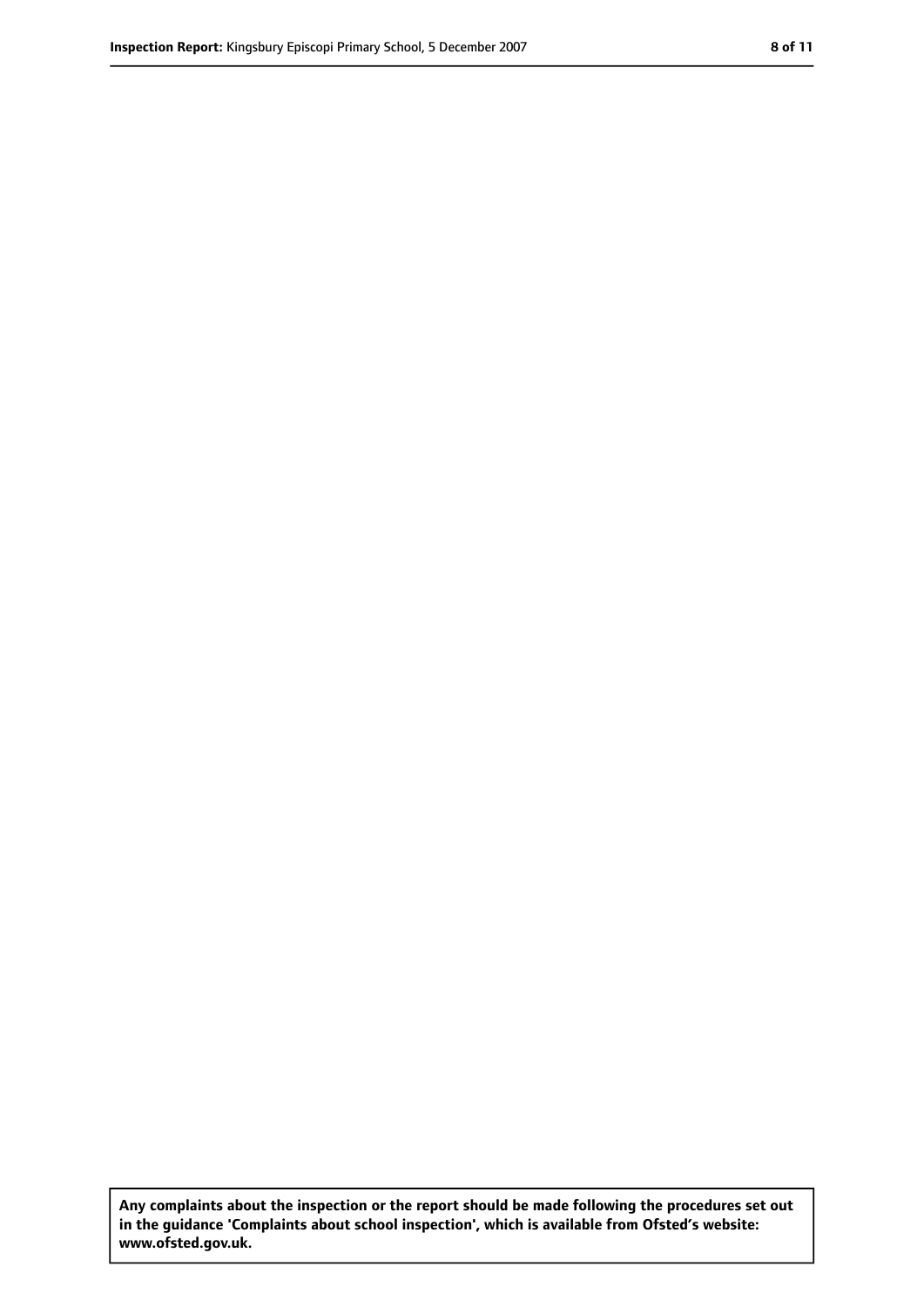**Any complaints about the inspection or the report should be made following the procedures set out in the guidance 'Complaints about school inspection', which is available from Ofsted's website: www.ofsted.gov.uk.**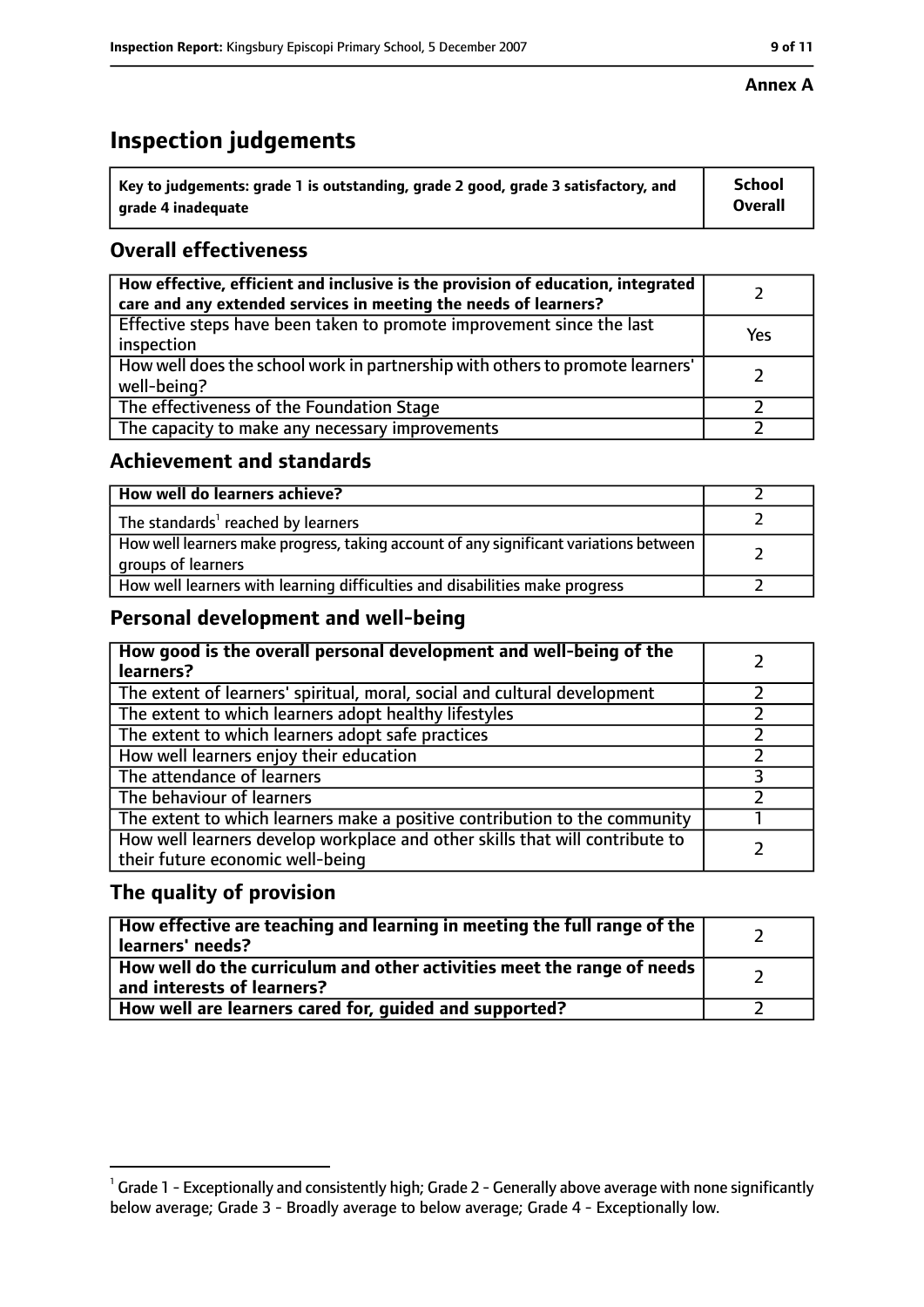**Annex A**

# Inspection judgements

| Key to judgements: grade 1 is outstanding, grade 2 good, grade 3 satisfactory, and grade 4 inadequate | School Overall |
|---|---|

## Overall effectiveness

| | |
|---|---|
| How effective, efficient and inclusive is the provision of education, integrated care and any extended services in meeting the needs of learners? | 2 |
| Effective steps have been taken to promote improvement since the last inspection | Yes |
| How well does the school work in partnership with others to promote learners' well-being? | 2 |
| The effectiveness of the Foundation Stage | 2 |
| The capacity to make any necessary improvements | 2 |

## Achievement and standards

| | |
|---|---|
| How well do learners achieve? | 2 |
| The standards[1] reached by learners | 2 |
| How well learners make progress, taking account of any significant variations between groups of learners | 2 |
| How well learners with learning difficulties and disabilities make progress | 2 |

## Personal development and well-being

| | |
|---|---|
| How good is the overall personal development and well-being of the learners? | 2 |
| The extent of learners' spiritual, moral, social and cultural development | 2 |
| The extent to which learners adopt healthy lifestyles | 2 |
| The extent to which learners adopt safe practices | 2 |
| How well learners enjoy their education | 2 |
| The attendance of learners | 3 |
| The behaviour of learners | 2 |
| The extent to which learners make a positive contribution to the community | 1 |
| How well learners develop workplace and other skills that will contribute to their future economic well-being | 2 |

## The quality of provision

| | |
|---|---|
| How effective are teaching and learning in meeting the full range of the learners' needs? | 2 |
| How well do the curriculum and other activities meet the range of needs and interests of learners? | 2 |
| How well are learners cared for, guided and supported? | 2 |

[1] Grade 1 - Exceptionally and consistently high; Grade 2 - Generally above average with none significantly below average; Grade 3 - Broadly average to below average; Grade 4 - Exceptionally low.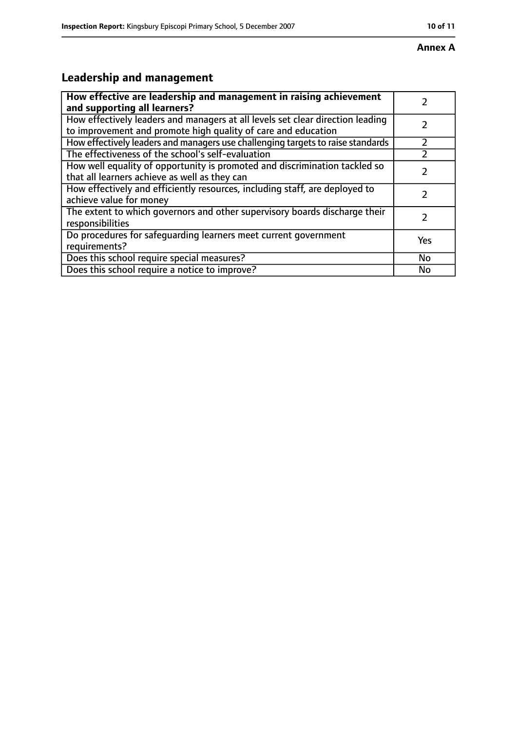**Annex A**

## Leadership and management

| How effective are leadership and management in raising achievement and supporting all learners? | 2 |
|---|---|
| How effectively leaders and managers at all levels set clear direction leading to improvement and promote high quality of care and education | 2 |
| How effectively leaders and managers use challenging targets to raise standards | 2 |
| The effectiveness of the school's self-evaluation | 2 |
| How well equality of opportunity is promoted and discrimination tackled so that all learners achieve as well as they can | 2 |
| How effectively and efficiently resources, including staff, are deployed to achieve value for money | 2 |
| The extent to which governors and other supervisory boards discharge their responsibilities | 2 |
| Do procedures for safeguarding learners meet current government requirements? | Yes |
| Does this school require special measures? | No |
| Does this school require a notice to improve? | No |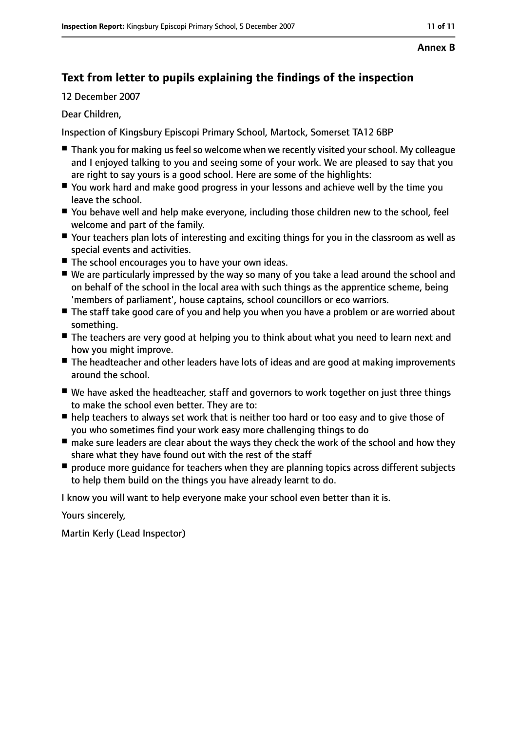**Annex B**

## Text from letter to pupils explaining the findings of the inspection

12 December 2007

Dear Children,

Inspection of Kingsbury Episcopi Primary School, Martock, Somerset TA12 6BP

- Thank you for making us feel so welcome when we recently visited your school. My colleague and I enjoyed talking to you and seeing some of your work. We are pleased to say that you are right to say yours is a good school. Here are some of the highlights:
- You work hard and make good progress in your lessons and achieve well by the time you leave the school.
- You behave well and help make everyone, including those children new to the school, feel welcome and part of the family.
- Your teachers plan lots of interesting and exciting things for you in the classroom as well as special events and activities.
- The school encourages you to have your own ideas.
- We are particularly impressed by the way so many of you take a lead around the school and on behalf of the school in the local area with such things as the apprentice scheme, being 'members of parliament', house captains, school councillors or eco warriors.
- The staff take good care of you and help you when you have a problem or are worried about something.
- The teachers are very good at helping you to think about what you need to learn next and how you might improve.
- The headteacher and other leaders have lots of ideas and are good at making improvements around the school.

- We have asked the headteacher, staff and governors to work together on just three things to make the school even better. They are to:
- help teachers to always set work that is neither too hard or too easy and to give those of you who sometimes find your work easy more challenging things to do
- make sure leaders are clear about the ways they check the work of the school and how they share what they have found out with the rest of the staff
- produce more guidance for teachers when they are planning topics across different subjects to help them build on the things you have already learnt to do.

I know you will want to help everyone make your school even better than it is.

Yours sincerely,

Martin Kerly (Lead Inspector)